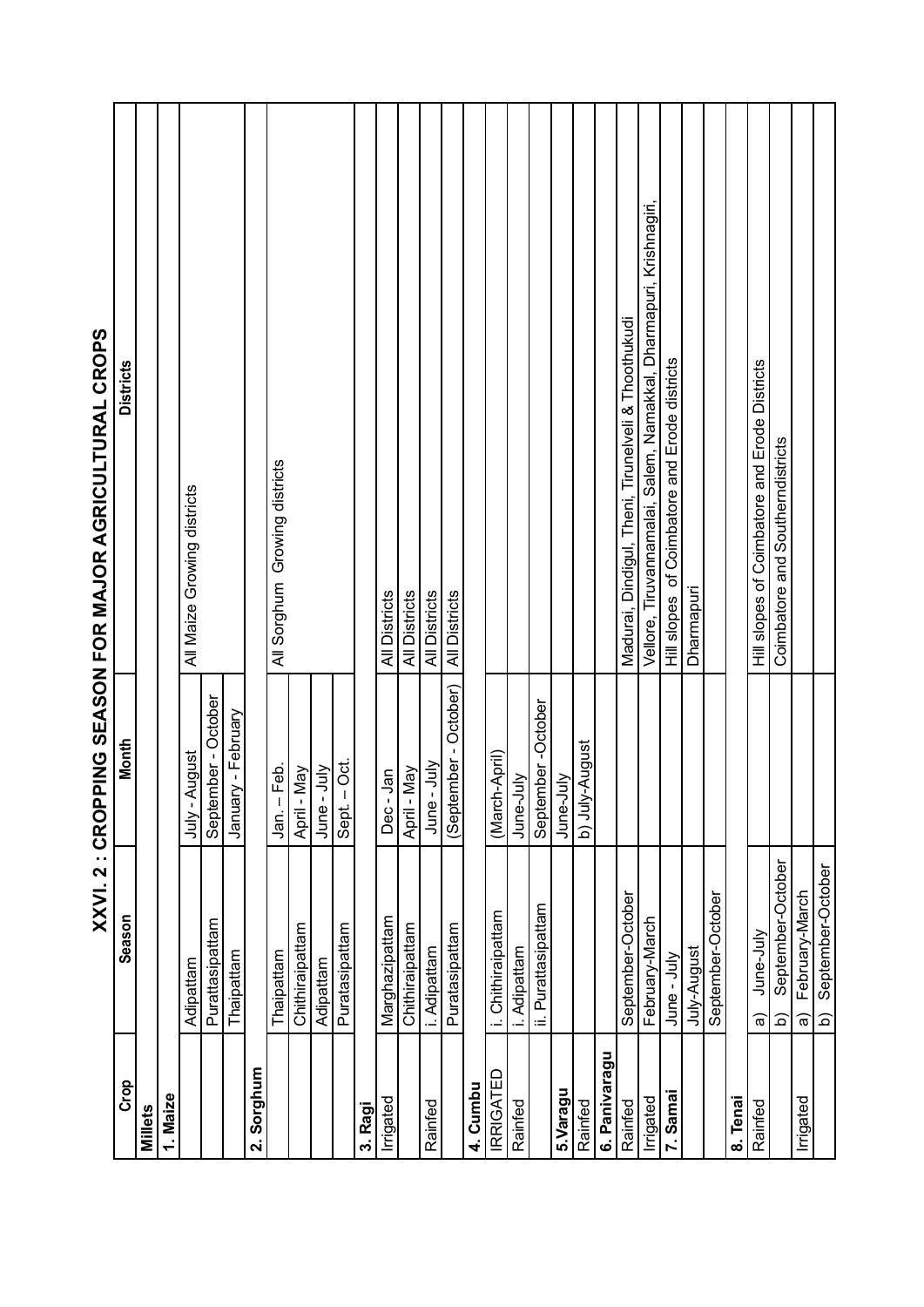# XXVI. 2 : CROPPING SEASON FOR MAJOR AGRICULTURAL CROPS

| Crop | Season | Month | Districts |
|---|---|---|---|
| **Millets** | | | |
| **1. Maize** | | | |
| | Adipattam | July - August | All Maize Growing districts |
| | Purattasipattam | September - October | |
| | Thaipattam | January - February | |
| **2. Sorghum** | | | |
| | Thaipattam | Jan. – Feb. | All Sorghum Growing districts |
| | Chithiraipattam | April - May | |
| | Adipattam | June - July | |
| | Puratasipattam | Sept. – Oct. | |
| **3. Ragi** | | | |
| Irrigated | Marghazipattam | Dec - Jan | All Districts |
| | Chithiraipattam | April - May | All Districts |
| Rainfed | i. Adipattam | June - July | All Districts |
| | Puratasipattam | (September - October) | All Districts |
| **4. Cumbu** | | | |
| IRRIGATED | i. Chithiraipattam | (March-April) | |
| Rainfed | i. Adipattam | June-July | |
| | ii. Purattasipattam | September -October | |
| **5.Varagu** | | June-July | |
| Rainfed | | b) July-August | |
| **6. Panivaragu** | | | |
| Rainfed | September-October | | Madurai, Dindigul, Theni, Tirunelveli & Thoothukudi |
| Irrigated | February-March | | Vellore, Tiruvannamalai, Salem, Namakkal, Dharmapuri, Krishnagiri, |
| **7. Samai** | June - July | | Hill slopes of Coimbatore and Erode districts |
| | July-August | | Dharmapuri |
| | September-October | | |
| **8. Tenai** | | | |
| Rainfed | a) June-July | | Hill slopes of Coimbatore and Erode Districts |
| | b) September-October | | Coimbatore and Southerndistricts |
| Irrigated | a) February-March | | |
| | b) September-October | | |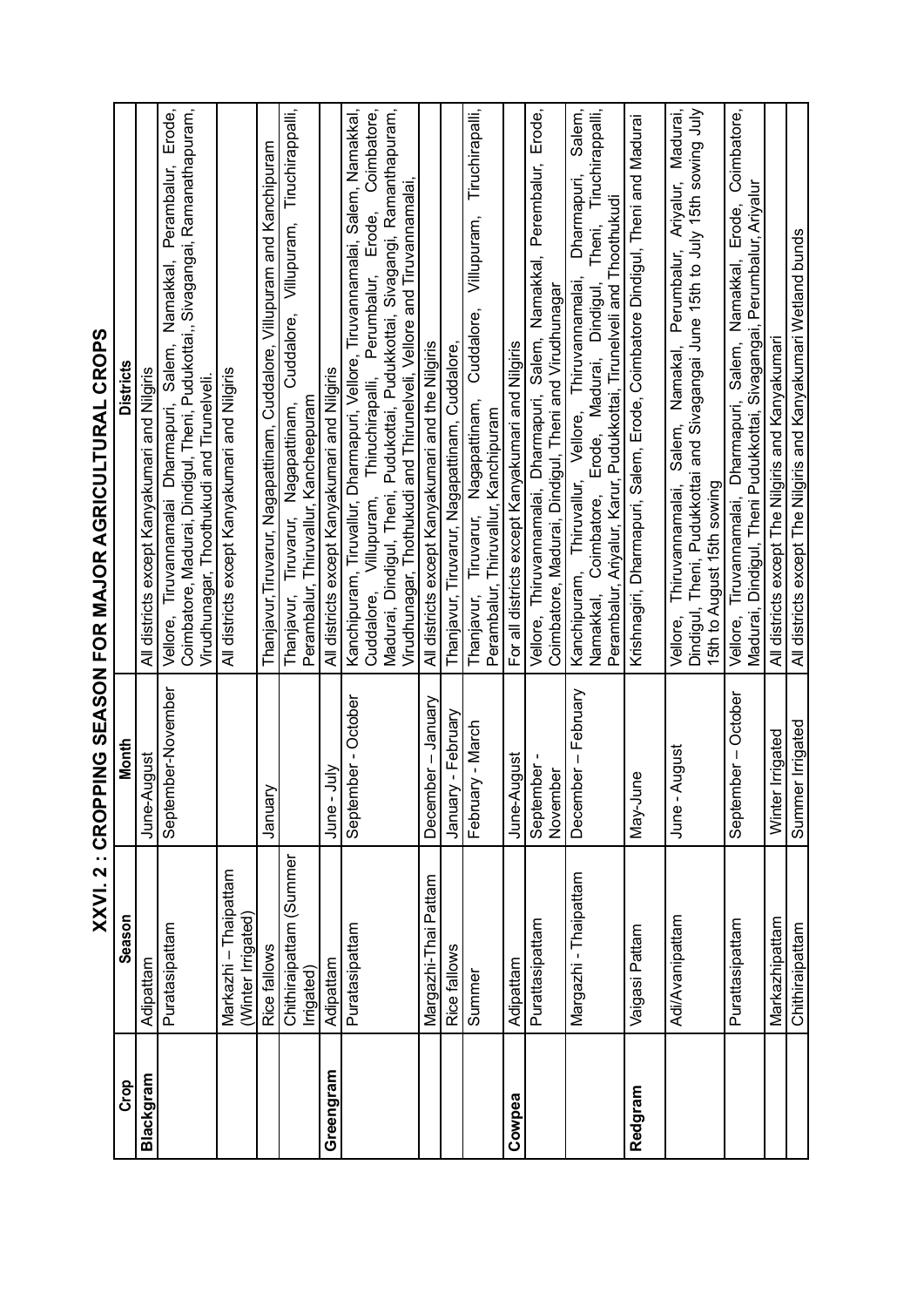# XXVI. 2 : CROPPING SEASON FOR MAJOR AGRICULTURAL CROPS

| Crop | Season | Month | Districts |
|---|---|---|---|
| **Blackgram** | Adipattam | June-August | All districts except Kanyakumari and Nilgiris |
| | Puratasipattam | September-November | Vellore, Tiruvannamalai Dharmapuri, Salem, Namakkal, Perambalur, Erode, Coimbatore, Madurai, Dindigul, Theni, Pudukottai,, Sivagangai, Ramanathapuram, Virudhunagar, Thoothukudi and Tirunelveli. |
| | Markazhi – Thaipattam (Winter Irrigated) | | All districts except Kanyakumari and Nilgiris |
| | Rice fallows | January | Thanjavur,Tiruvarur, Nagapattinam, Cuddalore, Villupuram and Kanchipuram |
| | Chithiraipattam (Summer Irrigated) | | Thanjavur, Tiruvarur, Nagapattinam, Cuddalore, Villupuram, Tiruchirappalli, Perambalur, Thiruvallur, Kancheepuram |
| **Greengram** | Adipattam | June - July | All districts except Kanyakumari and Nilgiris |
| | Puratasipattam | September - October | Kanchipuram, Tiruvallur, Dharmapuri, Vellore, Tiruvannamalai, Salem, Namakkal, Cuddalore, Villupuram, Thiruchirapalli, Perumbalur, Erode, Coimbatore, Madurai, Dindigul, Theni, Pudukottai, Pudukkottai, Sivagangi, Ramanthapuram, Virudhunagar, Thothukudi and Thirunelveli, Vellore and Tiruvannamalai, |
| | Margazhi-Thai Pattam | December – January | All districts except Kanyakumari and the Nilgiris |
| | Rice fallows | January - February | Thanjavur, Tiruvarur, Nagapattinam, Cuddalore, |
| | Summer | February - March | Thanjavur, Tiruvarur, Nagapattinam, Cuddalore, Villupuram, Tiruchirapalli, Perambalur, Thiruvallur, Kanchipuram |
| **Cowpea** | Adipattam | June-August | For all districts except Kanyakumari and Nilgiris |
| | Purattasipattam | September - November | Vellore, Thiruvannamalai, Dharmapuri, Salem, Namakkal, Perembalur, Erode, Coimbatore, Madurai, Dindigul, Theni and Virudhunagar |
| | Margazhi - Thaipattam | December – February | Kanchipuram, Thiruvallur, Vellore, Thiruvannamalai, Dharmapuri, Salem, Namakkal, Coimbatore, Erode, Madurai, Dindigul, Theni, Tiruchirappalli, Perambalur, Ariyalur, Karur, Pudukkottai, Tirunelveli and Thoothukudi |
| **Redgram** | Vaigasi Pattam | May-June | Krishnagiri, Dharmapuri, Salem, Erode, Coimbatore Dindigul, Theni and Madurai |
| | Adi/Avanipattam | June - August | Vellore, Thiruvannamalai, Salem, Namakkal, Perumbalur, Ariyalur, Madurai, Dindigul, Theni, Pudukkottai and Sivagangai June 15th to July 15th sowing July 15th to August 15th sowing |
| | Purattasipattam | September – October | Vellore, Tiruvannamalai, Dharmapuri, Salem, Namakkal, Erode, Coimbatore, Madurai, Dindigul, Theni Pudukkottai, Sivagangai, Perumbalur, Ariyalur |
| | Markazhipattam | Winter Irrigated | All districts except The Nilgiris and Kanyakumari |
| | Chithiraipattam | Summer Irrigated | All districts except The Nilgiris and Kanyakumari Wetland bunds |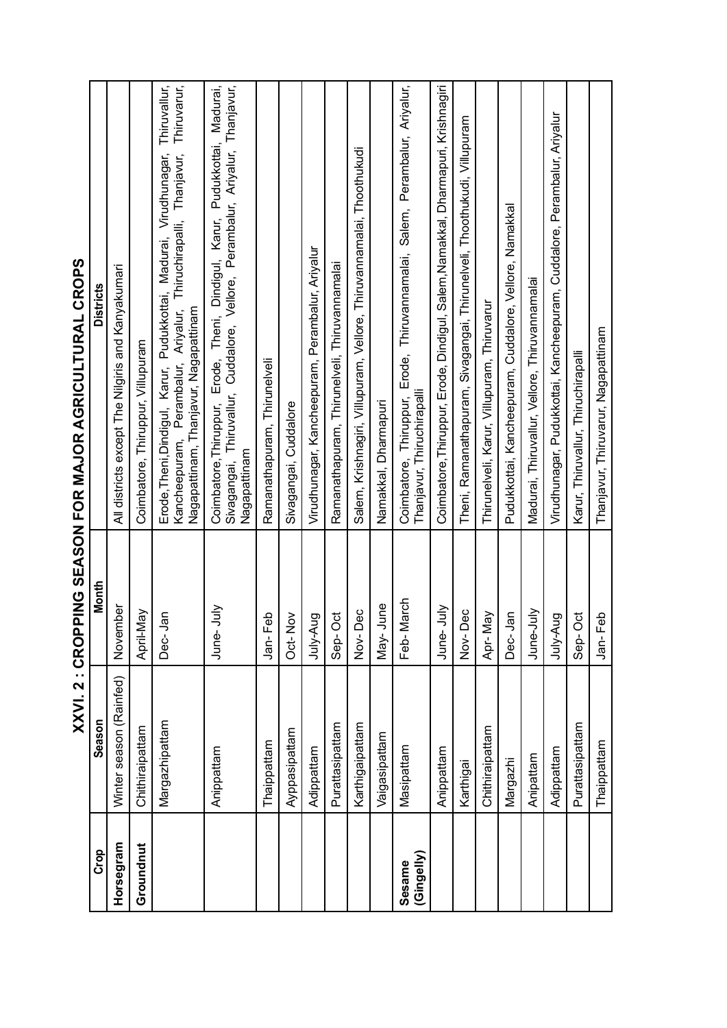## XXVI. 2 : CROPPING SEASON FOR MAJOR AGRICULTURAL CROPS

| Crop | Season | Month | Districts |
|---|---|---|---|
| **Horsegram** | Winter season (Rainfed) | November | All districts except The Nilgiris and Kanyakumari |
| **Groundnut** | Chithiraipattam | April-May | Coimbatore, Thiruppur, Villupuram |
| | Margazhipattam | Dec-Jan | Erode,Theni,Dindigul, Karur, Pudukkottai, Madurai, Virudhunagar, Thiruvallur, Kancheepuram, Perambalur, Ariyalur, Thiruchirapalli, Thanjavur, Thiruvarur, Nagapattinam, Thanjavur, Nagapattinam |
| | Anippattam | June- July | Coimbatore,Thiruppur, Erode, Theni, Dindigul, Karur, Pudukkottai, Madurai, Sivagangai, Thiruvallur, Cuddalore, Vellore, Perambalur, Ariyalur, Thanjavur, Nagapattinam |
| | Thaippattam | Jan- Feb | Ramanathapuram, Thirunelveli |
| | Ayppasipattam | Oct- Nov | Sivagangai, Cuddalore |
| | Adippattam | July-Aug | Virudhunagar, Kancheepuram, Perambalur, Ariyalur |
| | Purattasipattam | Sep- Oct | Ramanathapuram, Thirunelveli, Thiruvannamalai |
| | Karthigaipattam | Nov- Dec | Salem, Krishnagiri, Villupuram, Vellore, Thiruvannamalai, Thoothukudi |
| | Vaigasipattam | May- June | Namakkal, Dharmapuri |
| **Sesame (Gingelly)** | Masipattam | Feb- March | Coimbatore, Thiruppur, Erode, Thiruvannamalai, Salem, Perambalur, Ariyalur, Thanjavur, Thiruchirapalli |
| | Anipattam | June- July | Coimbatore,Thiruppur, Erode, Dindigul, Salem,Namakkal, Dharmapuri, Krishnagiri |
| | Karthigai | Nov- Dec | Theni, Ramanathapuram, Sivagangai, Thirunelveli, Thoothukudi, Villupuram |
| | Chithiraipattam | Apr- May | Thirunelveli, Karur, Villupuram, Thiruvarur |
| | Margazhi | Dec- Jan | Pudukkottai, Kancheepuram, Cuddalore, Vellore, Namakkal |
| | Anipattam | June-July | Madurai, Thiruvallur, Vellore, Thiruvannamalai |
| | Adippattam | July-Aug | Virudhunagar, Pudukkottai, Kancheepuram, Cuddalore, Perambalur, Ariyalur |
| | Purattasipattam | Sep- Oct | Karur, Thiruvallur, Thiruchirapalli |
| | Thaippattam | Jan- Feb | Thanjavur, Thiruvarur, Nagapattinam |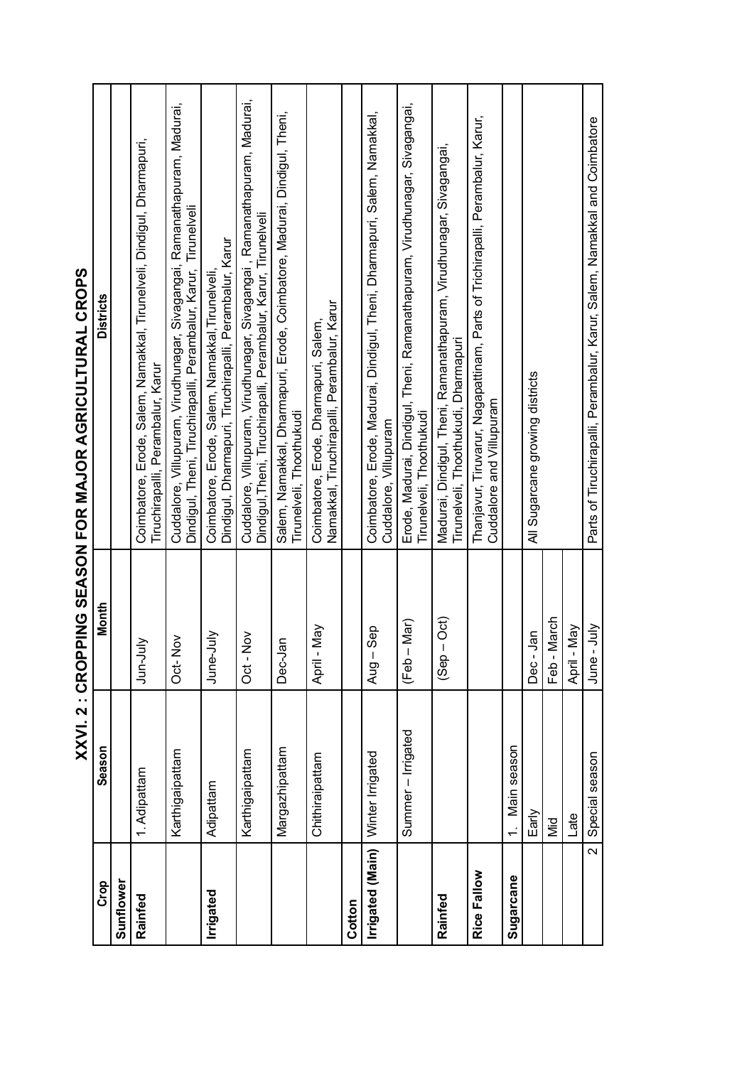# XXVI. 2 : CROPPING SEASON FOR MAJOR AGRICULTURAL CROPS

| Crop | Season | Month | Districts |
|---|---|---|---|
| **Sunflower** | | | |
| **Rainfed** | 1. Adipattam | Jun-July | Coimbatore, Erode, Salem, Namakkal, Tirunelveli, Dindigul, Dharmapuri, Tiruchirapalli, Perambalur, Karur |
| | Karthigaipattam | Oct- Nov | Cuddalore, Villupuram, Virudhunagar, Sivagangai, Ramanathapuram, Madurai, Dindigul, Theni, Tiruchirapalli, Perambalur, Karur, Tirunelveli |
| **Irrigated** | Adipattam | June-July | Coimbatore, Erode, Salem, Namakkal, Tirunelveli, Dindigul, Dharmapuri, Tiruchirapalli, Perambalur, Karur |
| | Karthigaipattam | Oct - Nov | Cuddalore, Villupuram, Virudhunagar, Sivagangai , Ramanathapuram, Madurai, Dindigul,Theni, Tiruchirapalli, Perambalur, Karur, Tirunelveli |
| | Margazhipattam | Dec-Jan | Salem, Namakkal, Dharmapuri, Erode, Coimbatore, Madurai, Dindigul, Theni, Tirunelveli, Thoothukudi |
| | Chithiraipattam | April - May | Coimbatore, Erode, Dharmapuri, Salem, Namakkal, Tiruchirapalli, Perambalur, Karur |
| **Cotton** | | | |
| **Irrigated (Main)** | Winter Irrigated | Aug – Sep | Coimbatore, Erode, Madurai, Dindigul, Theni, Dharmapuri, Salem, Namakkal, Cuddalore, Villupuram |
| | Summer – Irrigated | (Feb – Mar) | Erode, Madurai, Dindigul, Theni, Ramanathapuram, Virudhunagar, Sivagangai, Tirunelveli, Thoothukudi |
| **Rainfed** | | (Sep – Oct) | Madurai, Dindigul, Theni, Ramanathapuram, Virudhunagar, Sivagangai, Tirunelveli, Thoothukudi, Dharmapuri |
| **Rice Fallow** | | | Thanjavur, Tiruvarur, Nagapattinam, Parts of Trichirapalli, Perambalur, Karur, Cuddalore and Villupuram |
| **Sugarcane** | 1. Main season | | |
| | Early | Dec - Jan | All Sugarcane growing districts |
| | Mid | Feb - March | |
| | Late | April - May | |
| | 2 Special season | June - July | Parts of Tiruchirapalli, Perambalur, Karur, Salem, Namakkal and Coimbatore |